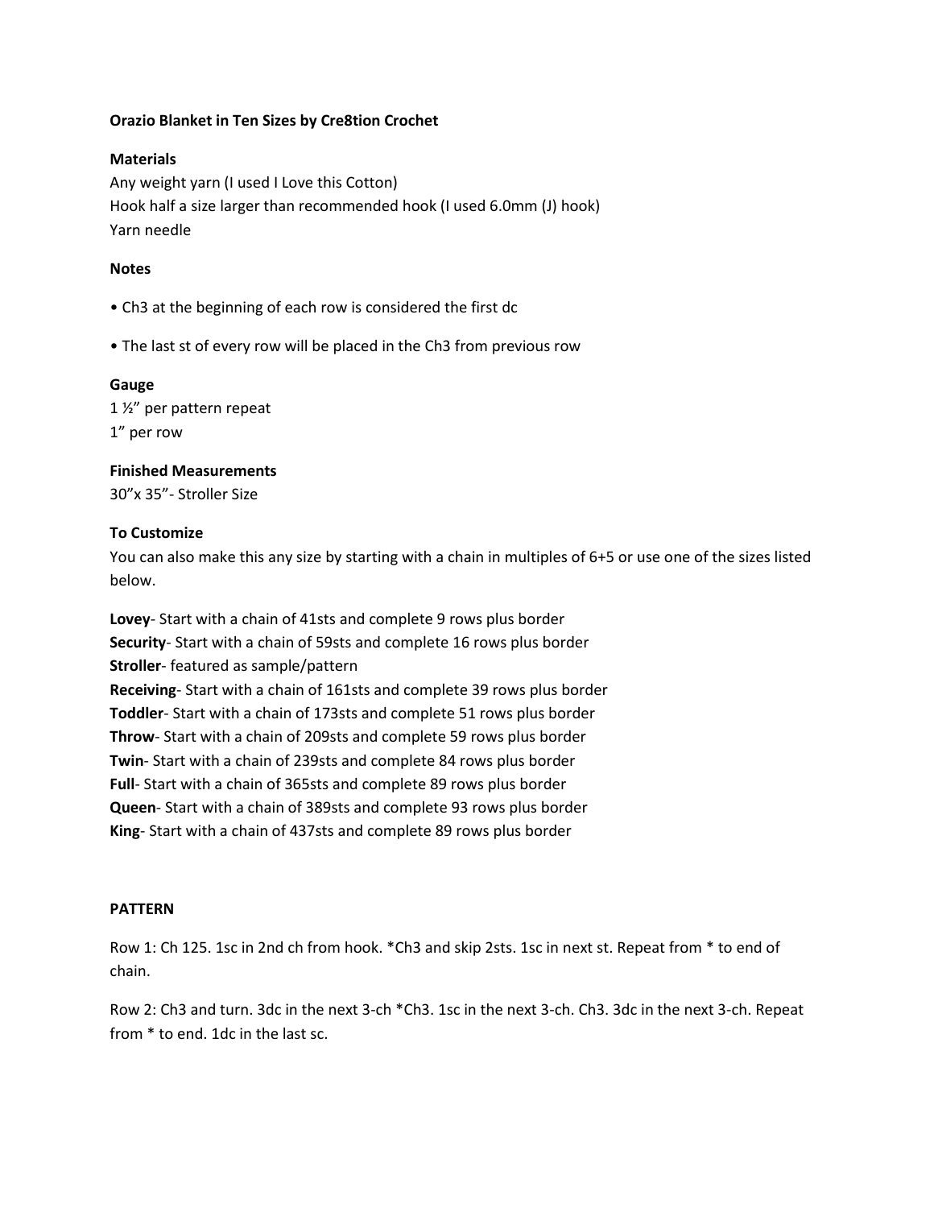**Orazio Blanket in Ten Sizes by Cre8tion Crochet**

**Materials**

Any weight yarn (I used I Love this Cotton)
Hook half a size larger than recommended hook (I used 6.0mm (J) hook)
Yarn needle

**Notes**

- Ch3 at the beginning of each row is considered the first dc
- The last st of every row will be placed in the Ch3 from previous row

**Gauge**

1 ½" per pattern repeat
1" per row

**Finished Measurements**

30"x 35"- Stroller Size

**To Customize**

You can also make this any size by starting with a chain in multiples of 6+5 or use one of the sizes listed below.

**Lovey**- Start with a chain of 41sts and complete 9 rows plus border
**Security**- Start with a chain of 59sts and complete 16 rows plus border
**Stroller**- featured as sample/pattern
**Receiving**- Start with a chain of 161sts and complete 39 rows plus border
**Toddler**- Start with a chain of 173sts and complete 51 rows plus border
**Throw**- Start with a chain of 209sts and complete 59 rows plus border
**Twin**- Start with a chain of 239sts and complete 84 rows plus border
**Full**- Start with a chain of 365sts and complete 89 rows plus border
**Queen**- Start with a chain of 389sts and complete 93 rows plus border
**King**- Start with a chain of 437sts and complete 89 rows plus border

**PATTERN**

Row 1: Ch 125. 1sc in 2nd ch from hook. *Ch3 and skip 2sts. 1sc in next st. Repeat from * to end of chain.

Row 2: Ch3 and turn. 3dc in the next 3-ch *Ch3. 1sc in the next 3-ch. Ch3. 3dc in the next 3-ch. Repeat from * to end. 1dc in the last sc.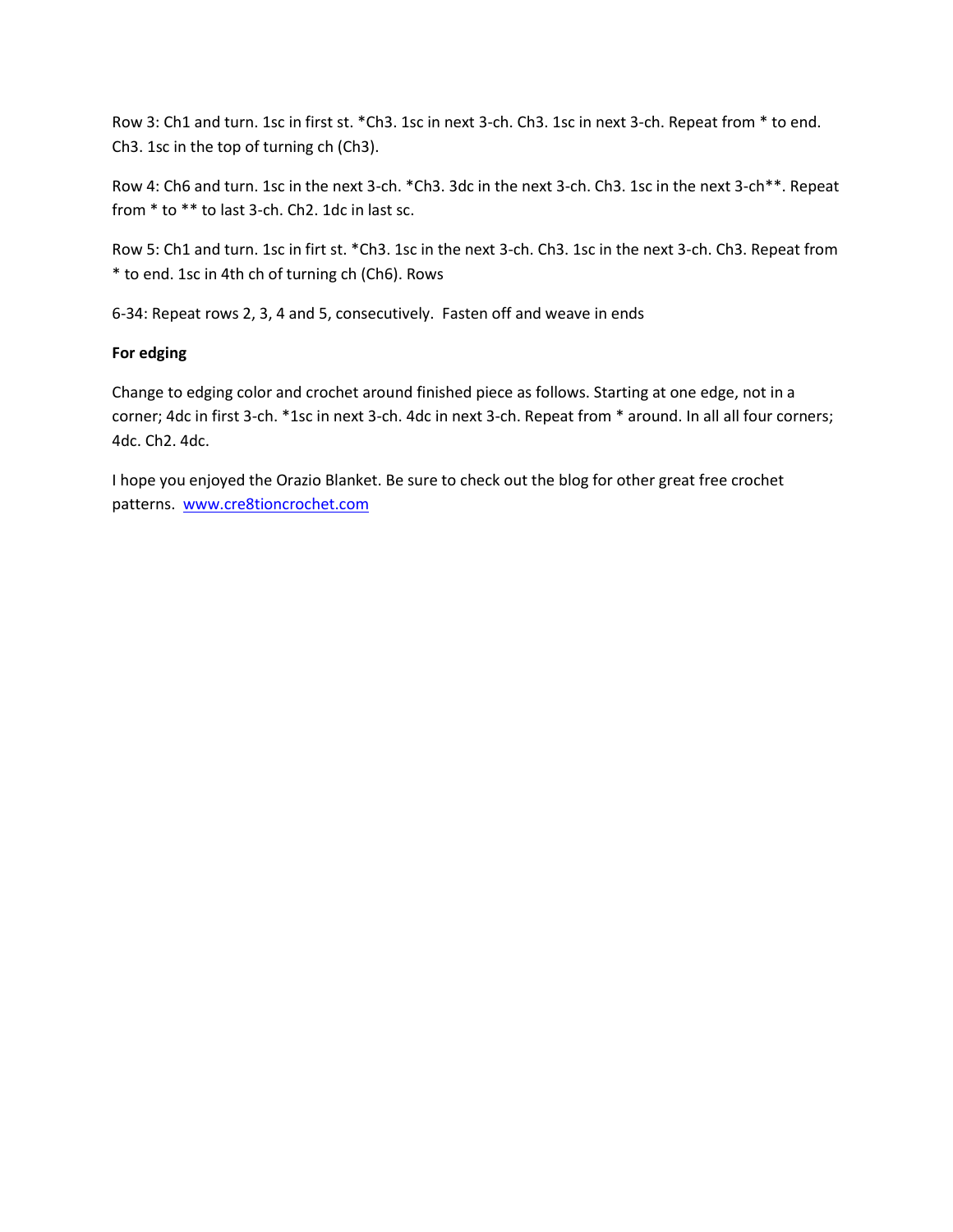Row 3: Ch1 and turn. 1sc in first st. *Ch3. 1sc in next 3-ch. Ch3. 1sc in next 3-ch. Repeat from * to end. Ch3. 1sc in the top of turning ch (Ch3).

Row 4: Ch6 and turn. 1sc in the next 3-ch. *Ch3. 3dc in the next 3-ch. Ch3. 1sc in the next 3-ch**. Repeat from * to ** to last 3-ch. Ch2. 1dc in last sc.

Row 5: Ch1 and turn. 1sc in firt st. *Ch3. 1sc in the next 3-ch. Ch3. 1sc in the next 3-ch. Ch3. Repeat from * to end. 1sc in 4th ch of turning ch (Ch6). Rows

6-34: Repeat rows 2, 3, 4 and 5, consecutively. Fasten off and weave in ends

**For edging**

Change to edging color and crochet around finished piece as follows. Starting at one edge, not in a corner; 4dc in first 3-ch. *1sc in next 3-ch. 4dc in next 3-ch. Repeat from * around. In all all four corners; 4dc. Ch2. 4dc.

I hope you enjoyed the Orazio Blanket. Be sure to check out the blog for other great free crochet patterns. [www.cre8tioncrochet.com](www.cre8tioncrochet.com)